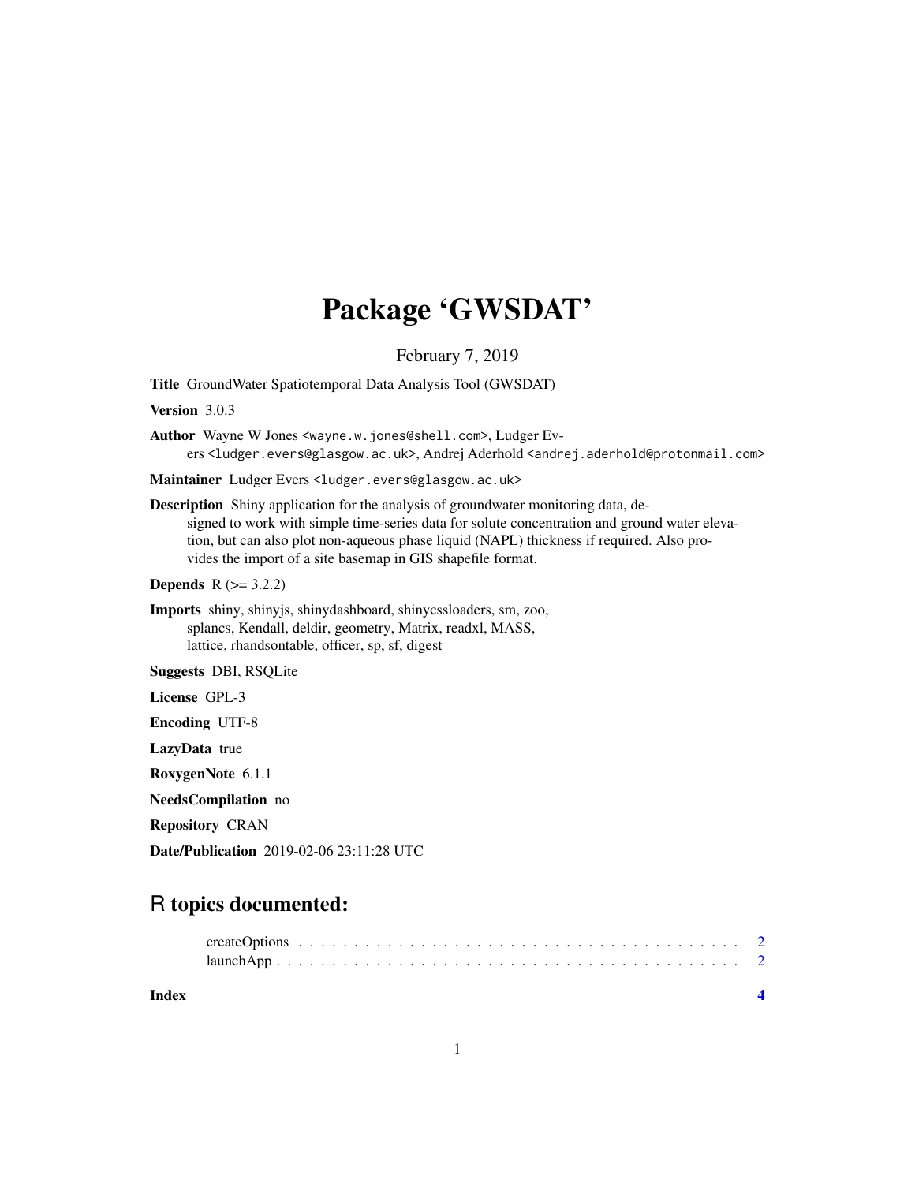# Package 'GWSDAT'

February 7, 2019

**Title** GroundWater Spatiotemporal Data Analysis Tool (GWSDAT)

**Version** 3.0.3

**Author** Wayne W Jones <wayne.w.jones@shell.com>, Ludger Evers <ludger.evers@glasgow.ac.uk>, Andrej Aderhold <andrej.aderhold@protonmail.com>

**Maintainer** Ludger Evers <ludger.evers@glasgow.ac.uk>

**Description** Shiny application for the analysis of groundwater monitoring data, designed to work with simple time-series data for solute concentration and ground water elevation, but can also plot non-aqueous phase liquid (NAPL) thickness if required. Also provides the import of a site basemap in GIS shapefile format.

**Depends** R (>= 3.2.2)

**Imports** shiny, shinyjs, shinydashboard, shinycssloaders, sm, zoo, splancs, Kendall, deldir, geometry, Matrix, readxl, MASS, lattice, rhandsontable, officer, sp, sf, digest

**Suggests** DBI, RSQLite

**License** GPL-3

**Encoding** UTF-8

**LazyData** true

**RoxygenNote** 6.1.1

**NeedsCompilation** no

**Repository** CRAN

**Date/Publication** 2019-02-06 23:11:28 UTC

## R topics documented:

- createOptions . . . . . . . . . . . . . . . . . . . . . . . . . . . . . . . . . . . . . . . . . 2
- launchApp . . . . . . . . . . . . . . . . . . . . . . . . . . . . . . . . . . . . . . . . . . . 2

**Index** **4**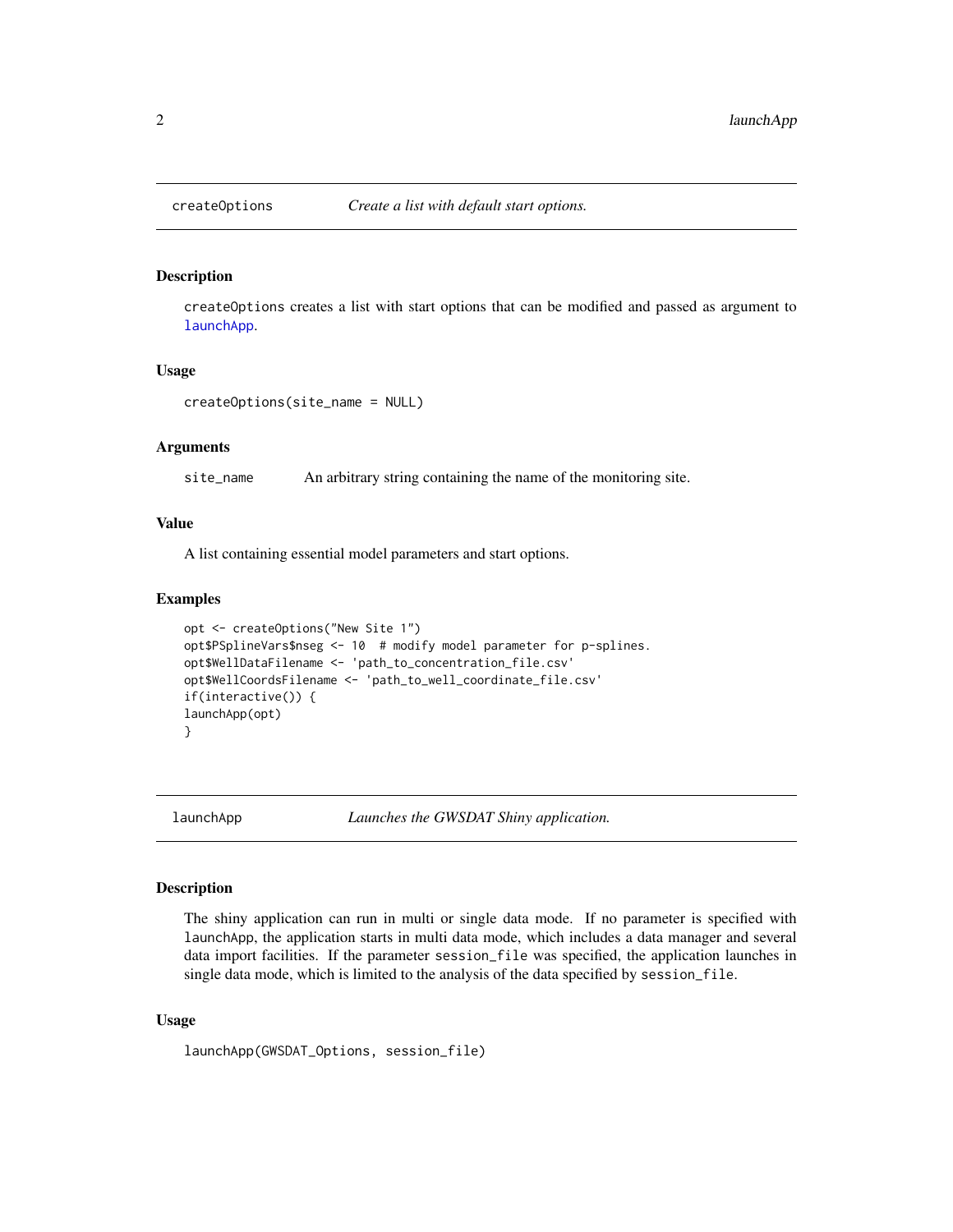## createOptions — *Create a list with default start options.*

### Description

createOptions creates a list with start options that can be modified and passed as argument to launchApp.

### Usage

```
createOptions(site_name = NULL)
```

### Arguments

| | |
|---|---|
| site_name | An arbitrary string containing the name of the monitoring site. |

### Value

A list containing essential model parameters and start options.

### Examples

```
opt <- createOptions("New Site 1")
opt$PSplineVars$nseg <- 10  # modify model parameter for p-splines.
opt$WellDataFilename <- 'path_to_concentration_file.csv'
opt$WellCoordsFilename <- 'path_to_well_coordinate_file.csv'
if(interactive()) {
launchApp(opt)
}
```

## launchApp — *Launches the GWSDAT Shiny application.*

### Description

The shiny application can run in multi or single data mode. If no parameter is specified with launchApp, the application starts in multi data mode, which includes a data manager and several data import facilities. If the parameter session_file was specified, the application launches in single data mode, which is limited to the analysis of the data specified by session_file.

### Usage

```
launchApp(GWSDAT_Options, session_file)
```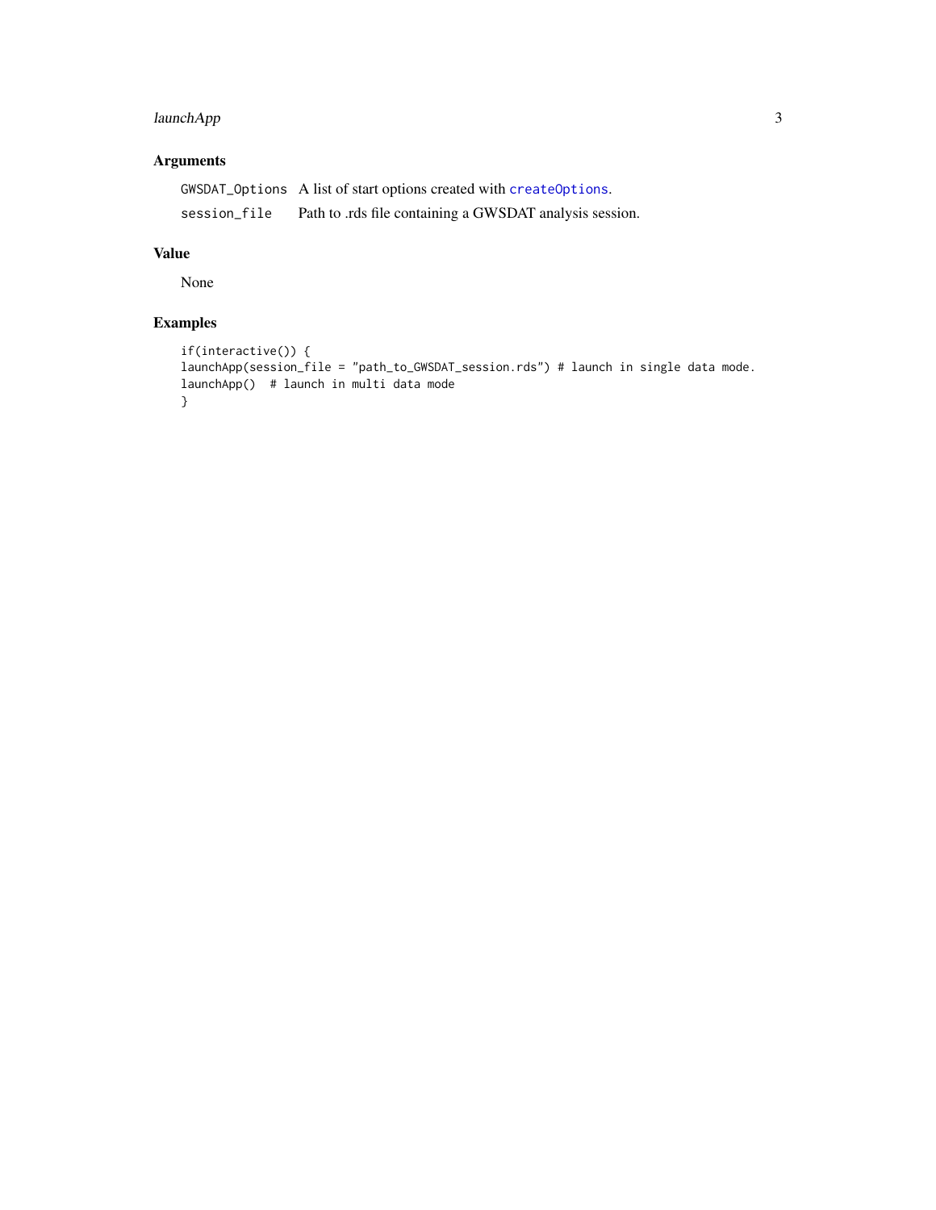## Arguments

| | |
|---|---|
| `GWSDAT_Options` | A list of start options created with `createOptions`. |
| `session_file` | Path to .rds file containing a GWSDAT analysis session. |

## Value

None

## Examples

```
if(interactive()) {
launchApp(session_file = "path_to_GWSDAT_session.rds") # launch in single data mode.
launchApp()  # launch in multi data mode
}
```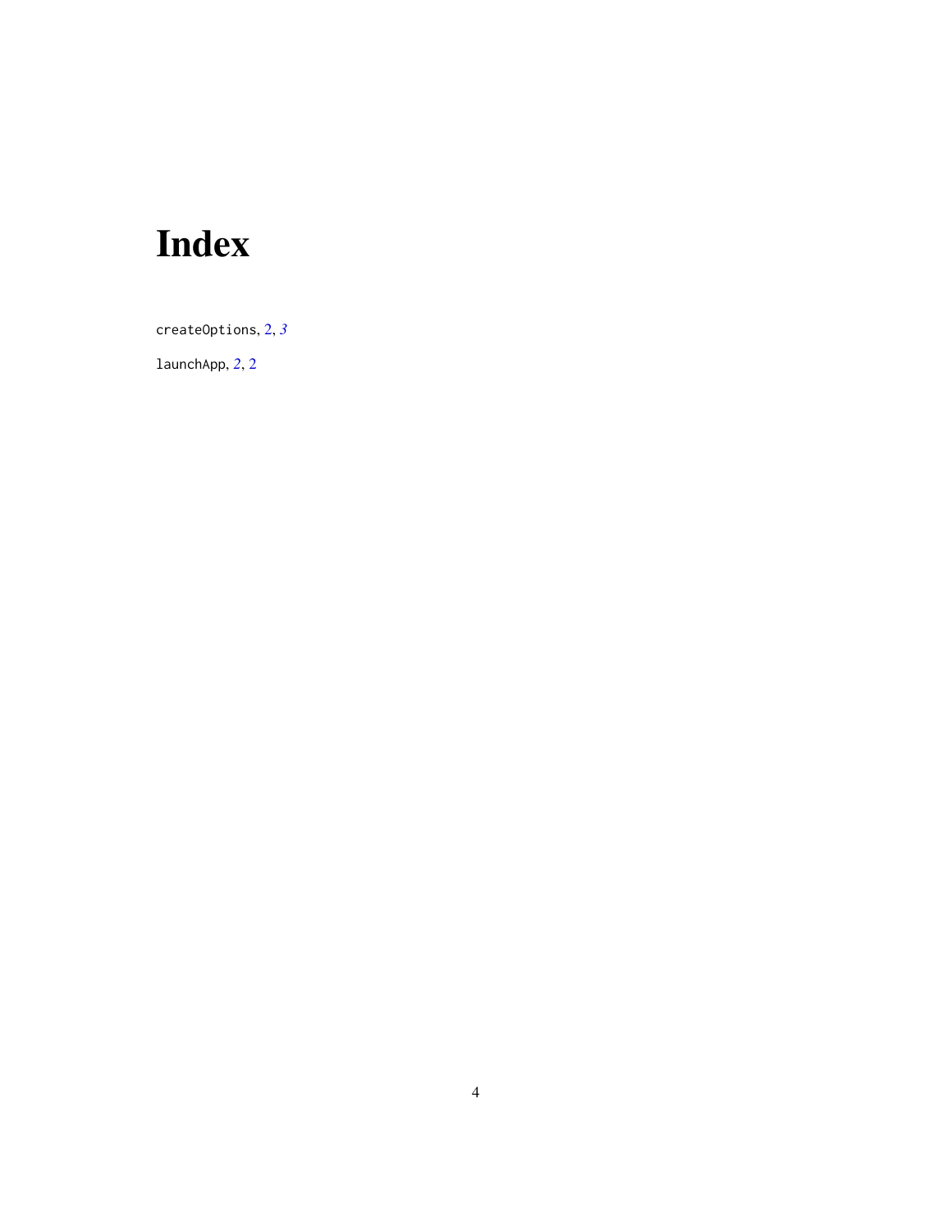# Index

`createOptions`, 2, *3*

`launchApp`, *2*, 2